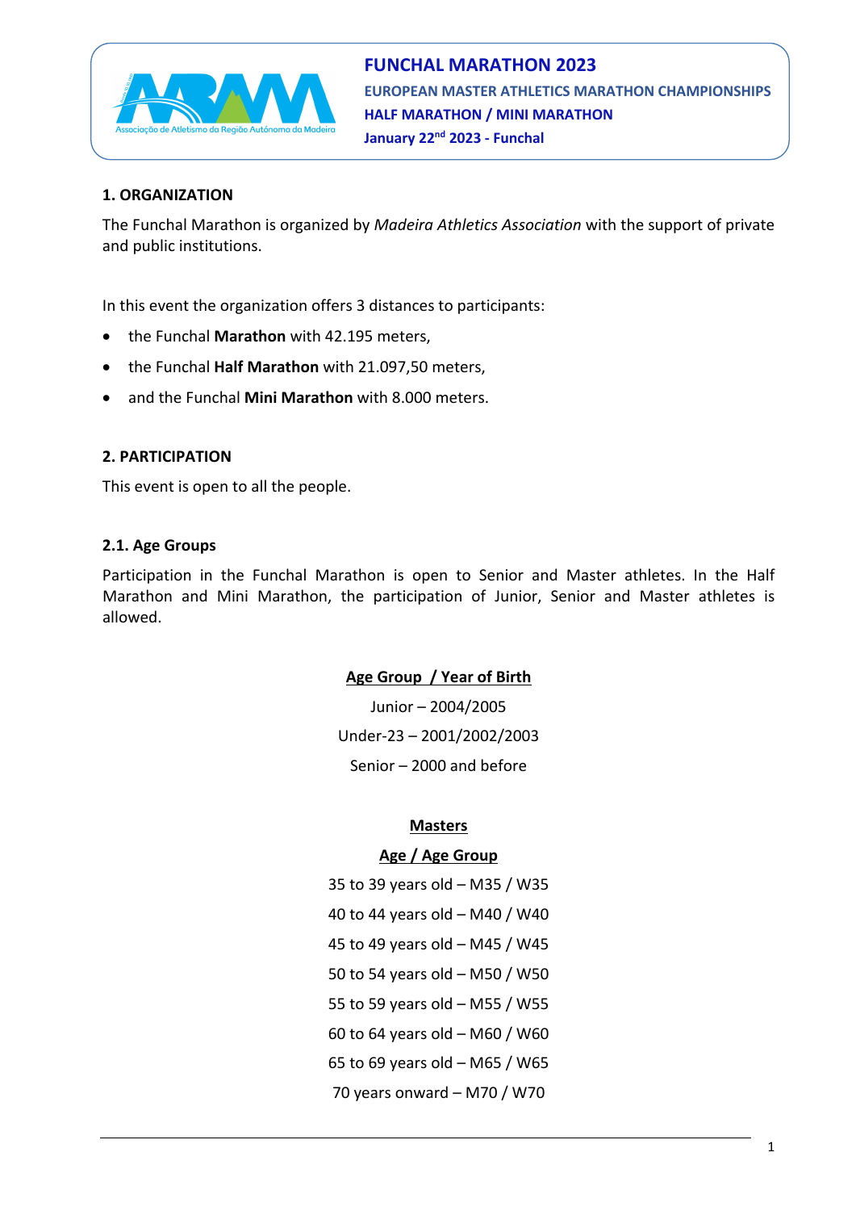# FUNCHAL MARATHON 2023

**EUROPEAN MASTER ATHLETICS MARATHON CHAMPIONSHIPS**

**HALF MARATHON / MINI MARATHON**

**January 22nd 2023 - Funchal**

## 1. ORGANIZATION

The Funchal Marathon is organized by *Madeira Athletics Association* with the support of private and public institutions.

In this event the organization offers 3 distances to participants:

- the Funchal **Marathon** with 42.195 meters,
- the Funchal **Half Marathon** with 21.097,50 meters,
- and the Funchal **Mini Marathon** with 8.000 meters.

## 2. PARTICIPATION

This event is open to all the people.

### 2.1. Age Groups

Participation in the Funchal Marathon is open to Senior and Master athletes. In the Half Marathon and Mini Marathon, the participation of Junior, Senior and Master athletes is allowed.

**Age Group / Year of Birth**

Junior – 2004/2005

Under-23 – 2001/2002/2003

Senior – 2000 and before

**Masters**

**Age / Age Group**

35 to 39 years old – M35 / W35

40 to 44 years old – M40 / W40

45 to 49 years old – M45 / W45

50 to 54 years old – M50 / W50

55 to 59 years old – M55 / W55

60 to 64 years old – M60 / W60

65 to 69 years old – M65 / W65

70 years onward – M70 / W70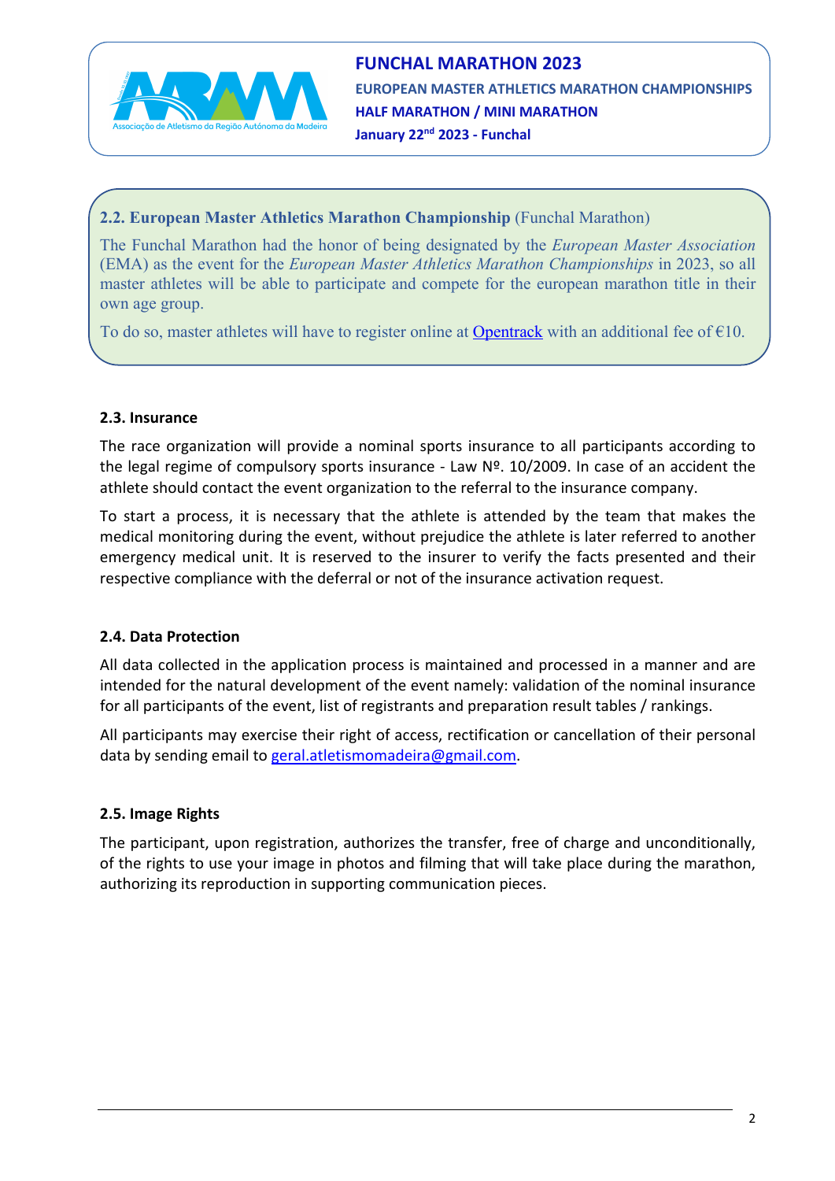### 2.2. European Master Athletics Marathon Championship (Funchal Marathon)

The Funchal Marathon had the honor of being designated by the *European Master Association* (EMA) as the event for the *European Master Athletics Marathon Championships* in 2023, so all master athletes will be able to participate and compete for the european marathon title in their own age group.

To do so, master athletes will have to register online at Opentrack with an additional fee of €10.

### 2.3. Insurance

The race organization will provide a nominal sports insurance to all participants according to the legal regime of compulsory sports insurance - Law Nº. 10/2009. In case of an accident the athlete should contact the event organization to the referral to the insurance company.

To start a process, it is necessary that the athlete is attended by the team that makes the medical monitoring during the event, without prejudice the athlete is later referred to another emergency medical unit. It is reserved to the insurer to verify the facts presented and their respective compliance with the deferral or not of the insurance activation request.

### 2.4. Data Protection

All data collected in the application process is maintained and processed in a manner and are intended for the natural development of the event namely: validation of the nominal insurance for all participants of the event, list of registrants and preparation result tables / rankings.

All participants may exercise their right of access, rectification or cancellation of their personal data by sending email to geral.atletismomadeira@gmail.com.

### 2.5. Image Rights

The participant, upon registration, authorizes the transfer, free of charge and unconditionally, of the rights to use your image in photos and filming that will take place during the marathon, authorizing its reproduction in supporting communication pieces.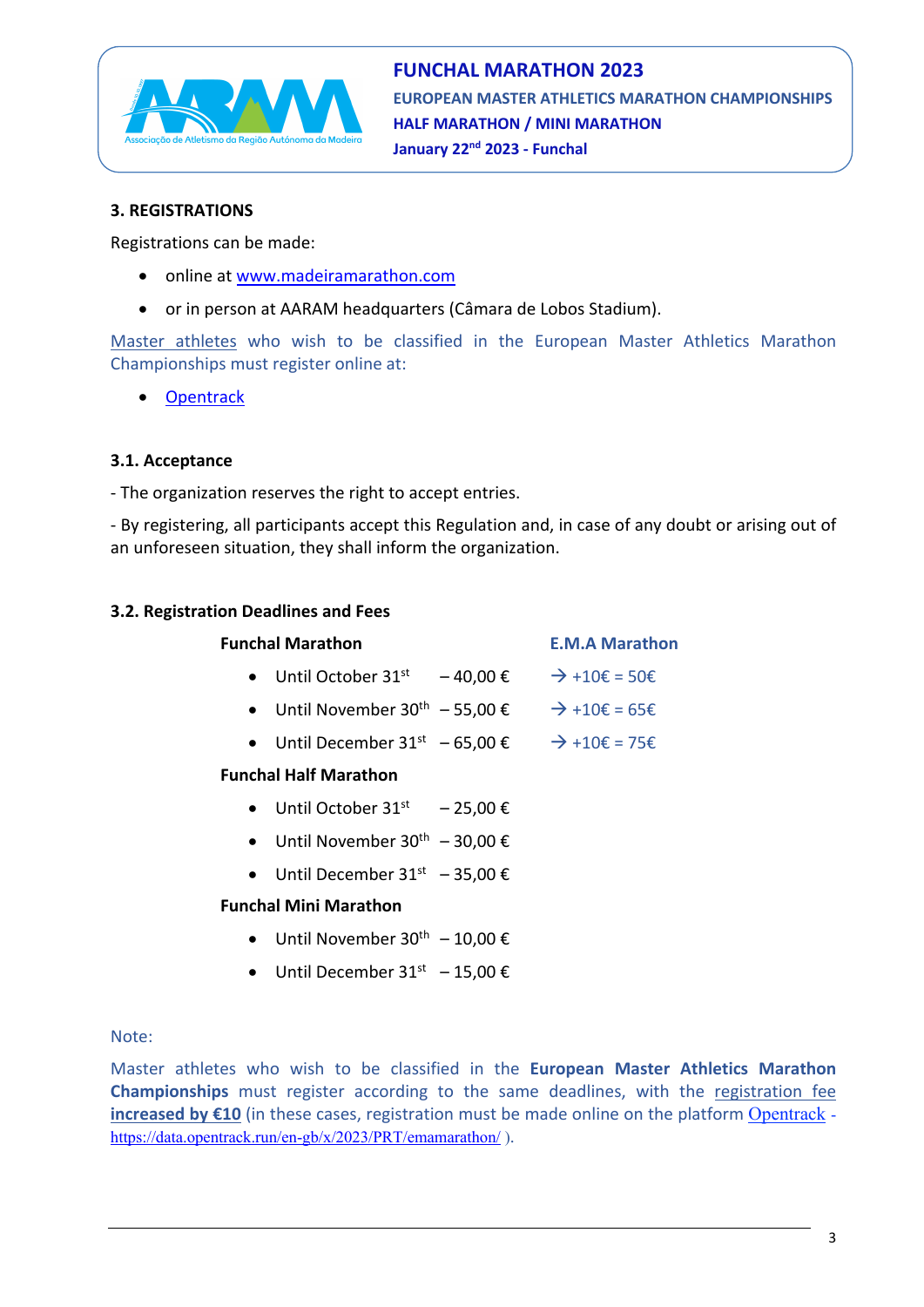## 3. REGISTRATIONS

Registrations can be made:

- online at [www.madeiramarathon.com](www.madeiramarathon.com)
- or in person at AARAM headquarters (Câmara de Lobos Stadium).

Master athletes who wish to be classified in the European Master Athletics Marathon Championships must register online at:

- Opentrack

### 3.1. Acceptance

- The organization reserves the right to accept entries.

- By registering, all participants accept this Regulation and, in case of any doubt or arising out of an unforeseen situation, they shall inform the organization.

### 3.2. Registration Deadlines and Fees

| Funchal Marathon | | E.M.A Marathon |
|---|---|---|
| Until October 31st | – 40,00 € | → +10€ = 50€ |
| Until November 30th | – 55,00 € | → +10€ = 65€ |
| Until December 31st | – 65,00 € | → +10€ = 75€ |

**Funchal Half Marathon**

- Until October 31st – 25,00 €
- Until November 30th – 30,00 €
- Until December 31st – 35,00 €

**Funchal Mini Marathon**

- Until November 30th – 10,00 €
- Until December 31st – 15,00 €

Note:

Master athletes who wish to be classified in the **European Master Athletics Marathon Championships** must register according to the same deadlines, with the registration fee **increased by €10** (in these cases, registration must be made online on the platform Opentrack - https://data.opentrack.run/en-gb/x/2023/PRT/emamarathon/ ).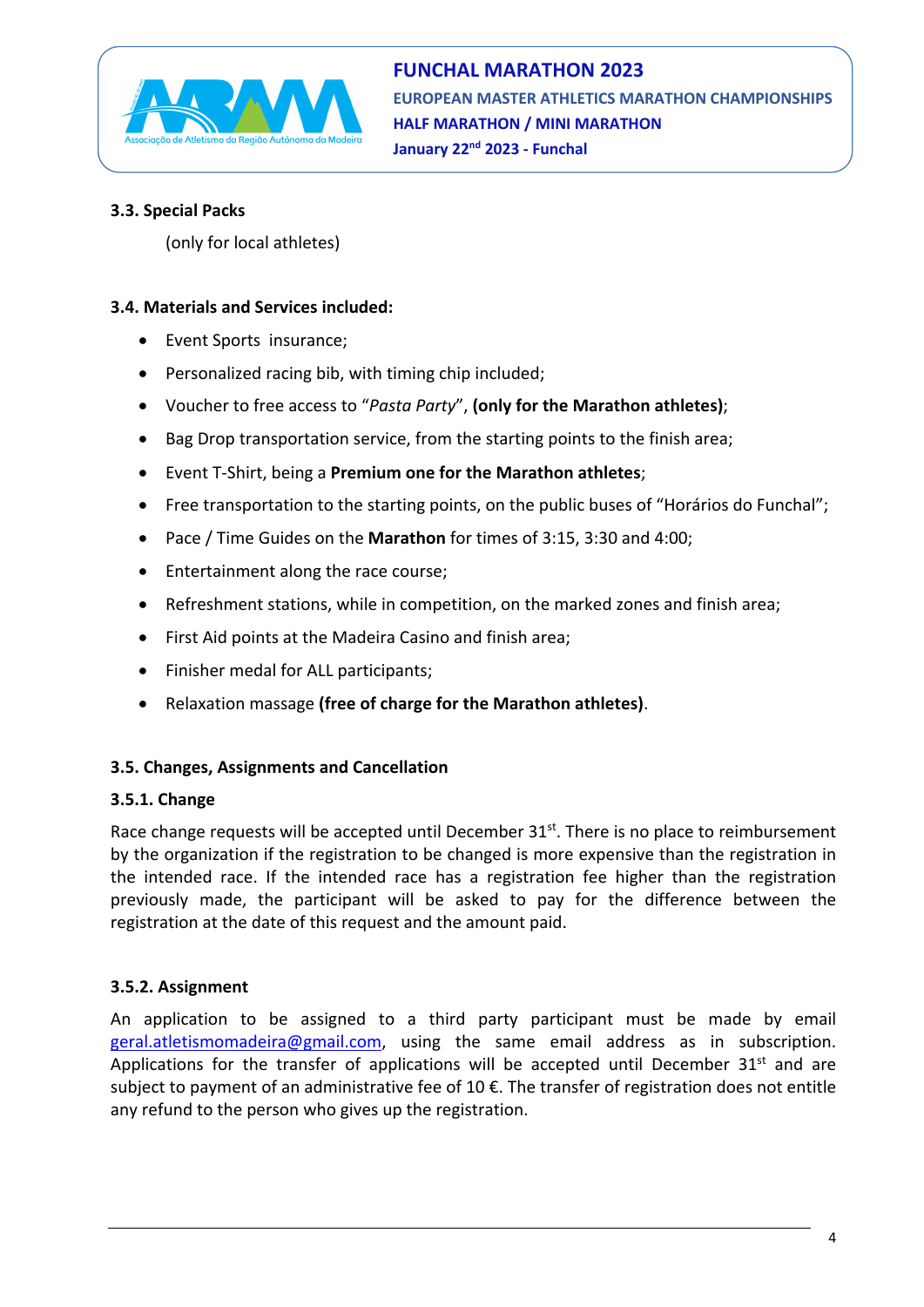### 3.3. Special Packs

(only for local athletes)

### 3.4. Materials and Services included:

- Event Sports insurance;
- Personalized racing bib, with timing chip included;
- Voucher to free access to "*Pasta Party*", **(only for the Marathon athletes)**;
- Bag Drop transportation service, from the starting points to the finish area;
- Event T-Shirt, being a **Premium one for the Marathon athletes**;
- Free transportation to the starting points, on the public buses of "Horários do Funchal";
- Pace / Time Guides on the **Marathon** for times of 3:15, 3:30 and 4:00;
- Entertainment along the race course;
- Refreshment stations, while in competition, on the marked zones and finish area;
- First Aid points at the Madeira Casino and finish area;
- Finisher medal for ALL participants;
- Relaxation massage **(free of charge for the Marathon athletes)**.

### 3.5. Changes, Assignments and Cancellation

#### 3.5.1. Change

Race change requests will be accepted until December 31st. There is no place to reimbursement by the organization if the registration to be changed is more expensive than the registration in the intended race. If the intended race has a registration fee higher than the registration previously made, the participant will be asked to pay for the difference between the registration at the date of this request and the amount paid.

#### 3.5.2. Assignment

An application to be assigned to a third party participant must be made by email geral.atletismomadeira@gmail.com, using the same email address as in subscription. Applications for the transfer of applications will be accepted until December 31st and are subject to payment of an administrative fee of 10 €. The transfer of registration does not entitle any refund to the person who gives up the registration.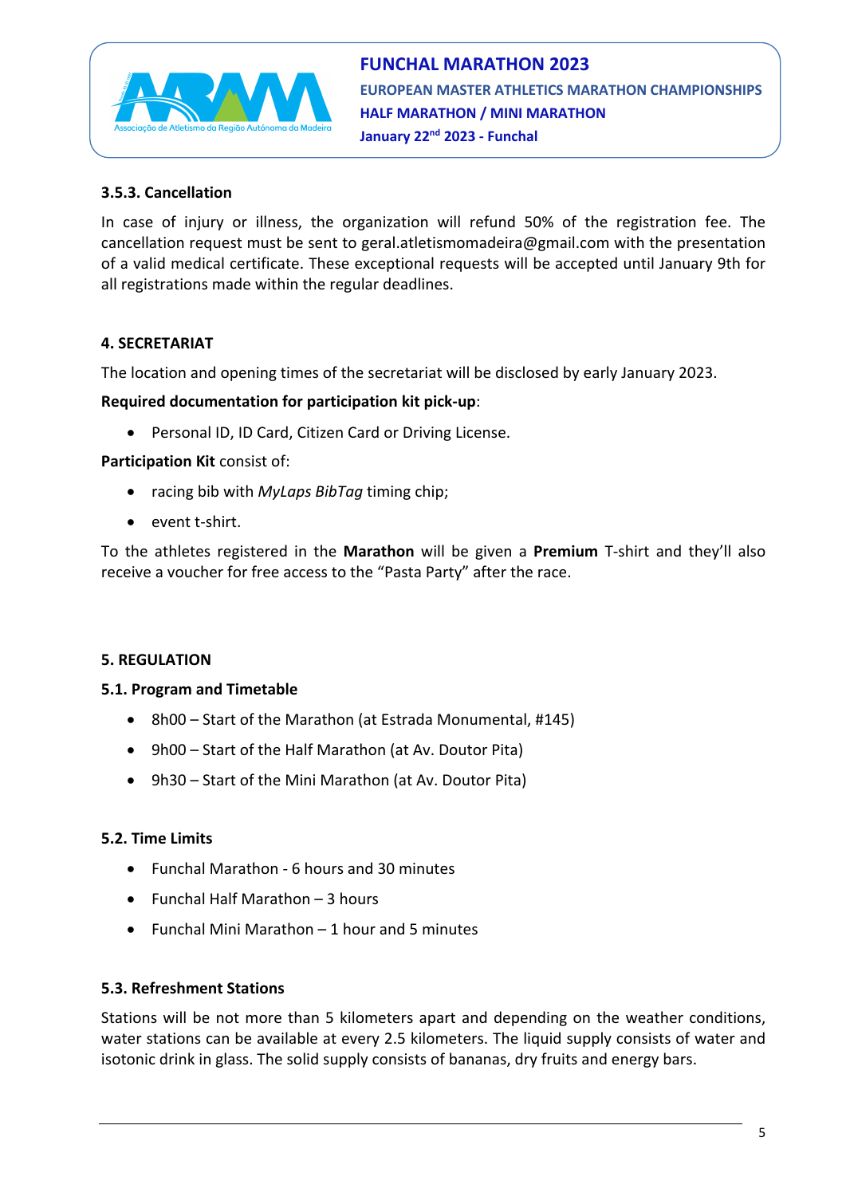### 3.5.3. Cancellation

In case of injury or illness, the organization will refund 50% of the registration fee. The cancellation request must be sent to geral.atletismomadeira@gmail.com with the presentation of a valid medical certificate. These exceptional requests will be accepted until January 9th for all registrations made within the regular deadlines.

## 4. SECRETARIAT

The location and opening times of the secretariat will be disclosed by early January 2023.

**Required documentation for participation kit pick-up**:

- Personal ID, ID Card, Citizen Card or Driving License.

**Participation Kit** consist of:

- racing bib with *MyLaps BibTag* timing chip;
- event t-shirt.

To the athletes registered in the **Marathon** will be given a **Premium** T-shirt and they'll also receive a voucher for free access to the "Pasta Party" after the race.

## 5. REGULATION

### 5.1. Program and Timetable

- 8h00 – Start of the Marathon (at Estrada Monumental, #145)
- 9h00 – Start of the Half Marathon (at Av. Doutor Pita)
- 9h30 – Start of the Mini Marathon (at Av. Doutor Pita)

### 5.2. Time Limits

- Funchal Marathon - 6 hours and 30 minutes
- Funchal Half Marathon – 3 hours
- Funchal Mini Marathon – 1 hour and 5 minutes

### 5.3. Refreshment Stations

Stations will be not more than 5 kilometers apart and depending on the weather conditions, water stations can be available at every 2.5 kilometers. The liquid supply consists of water and isotonic drink in glass. The solid supply consists of bananas, dry fruits and energy bars.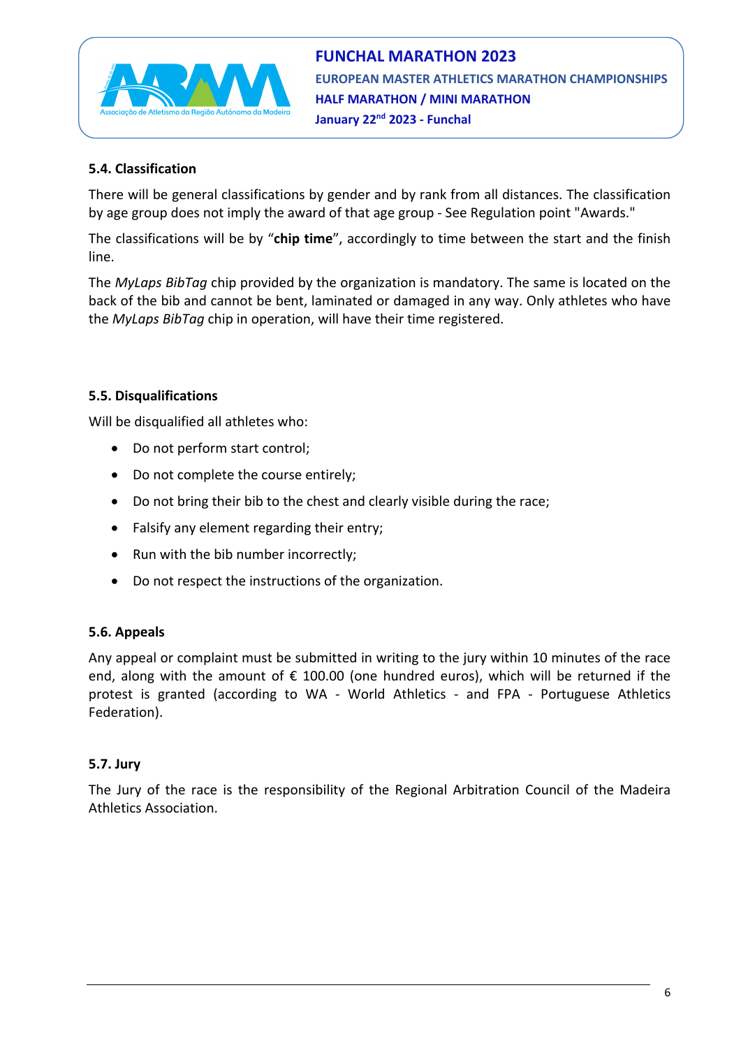### 5.4. Classification

There will be general classifications by gender and by rank from all distances. The classification by age group does not imply the award of that age group - See Regulation point "Awards."

The classifications will be by "**chip time**", accordingly to time between the start and the finish line.

The *MyLaps BibTag* chip provided by the organization is mandatory. The same is located on the back of the bib and cannot be bent, laminated or damaged in any way. Only athletes who have the *MyLaps BibTag* chip in operation, will have their time registered.

### 5.5. Disqualifications

Will be disqualified all athletes who:

- Do not perform start control;
- Do not complete the course entirely;
- Do not bring their bib to the chest and clearly visible during the race;
- Falsify any element regarding their entry;
- Run with the bib number incorrectly;
- Do not respect the instructions of the organization.

### 5.6. Appeals

Any appeal or complaint must be submitted in writing to the jury within 10 minutes of the race end, along with the amount of € 100.00 (one hundred euros), which will be returned if the protest is granted (according to WA - World Athletics - and FPA - Portuguese Athletics Federation).

### 5.7. Jury

The Jury of the race is the responsibility of the Regional Arbitration Council of the Madeira Athletics Association.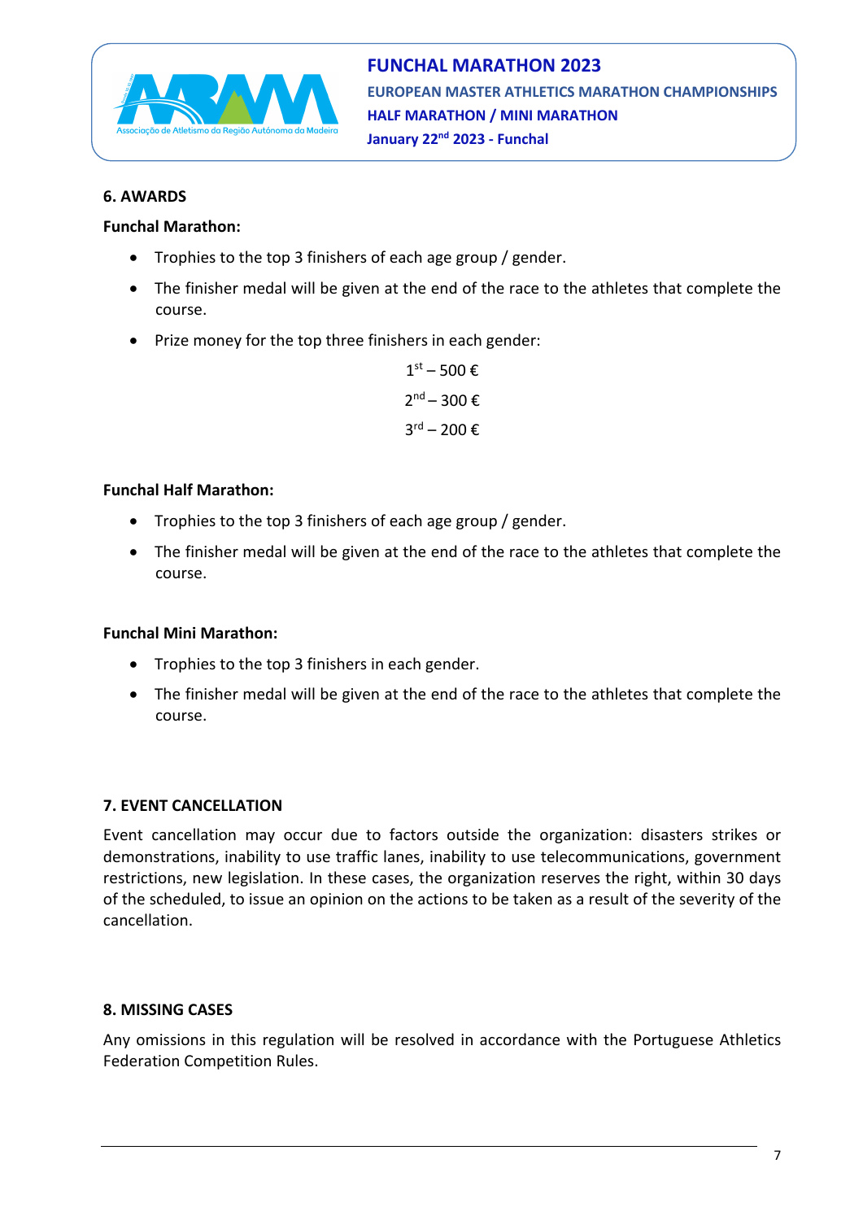## 6. AWARDS

**Funchal Marathon:**

- Trophies to the top 3 finishers of each age group / gender.
- The finisher medal will be given at the end of the race to the athletes that complete the course.
- Prize money for the top three finishers in each gender:

1st – 500 €

2nd – 300 €

3rd – 200 €

**Funchal Half Marathon:**

- Trophies to the top 3 finishers of each age group / gender.
- The finisher medal will be given at the end of the race to the athletes that complete the course.

**Funchal Mini Marathon:**

- Trophies to the top 3 finishers in each gender.
- The finisher medal will be given at the end of the race to the athletes that complete the course.

## 7. EVENT CANCELLATION

Event cancellation may occur due to factors outside the organization: disasters strikes or demonstrations, inability to use traffic lanes, inability to use telecommunications, government restrictions, new legislation. In these cases, the organization reserves the right, within 30 days of the scheduled, to issue an opinion on the actions to be taken as a result of the severity of the cancellation.

## 8. MISSING CASES

Any omissions in this regulation will be resolved in accordance with the Portuguese Athletics Federation Competition Rules.